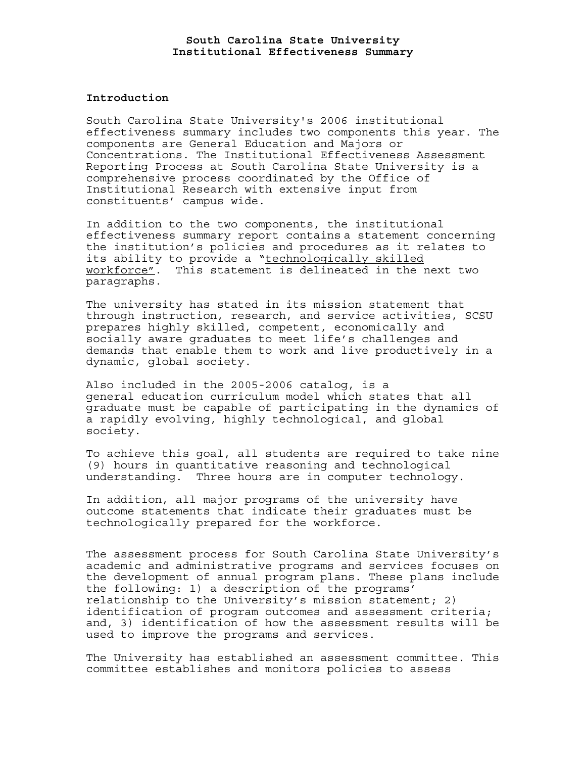# South Carolina State University
# Institutional Effectiveness Summary

## Introduction

South Carolina State University's 2006 institutional effectiveness summary includes two components this year. The components are General Education and Majors or Concentrations. The Institutional Effectiveness Assessment Reporting Process at South Carolina State University is a comprehensive process coordinated by the Office of Institutional Research with extensive input from constituents' campus wide.

In addition to the two components, the institutional effectiveness summary report contains a statement concerning the institution's policies and procedures as it relates to its ability to provide a "<u>technologically skilled workforce</u>". This statement is delineated in the next two paragraphs.

The university has stated in its mission statement that through instruction, research, and service activities, SCSU prepares highly skilled, competent, economically and socially aware graduates to meet life's challenges and demands that enable them to work and live productively in a dynamic, global society.

Also included in the 2005-2006 catalog, is a general education curriculum model which states that all graduate must be capable of participating in the dynamics of a rapidly evolving, highly technological, and global society.

To achieve this goal, all students are required to take nine (9) hours in quantitative reasoning and technological understanding. Three hours are in computer technology.

In addition, all major programs of the university have outcome statements that indicate their graduates must be technologically prepared for the workforce.

The assessment process for South Carolina State University's academic and administrative programs and services focuses on the development of annual program plans. These plans include the following: 1) a description of the programs' relationship to the University's mission statement; 2) identification of program outcomes and assessment criteria; and, 3) identification of how the assessment results will be used to improve the programs and services.

The University has established an assessment committee. This committee establishes and monitors policies to assess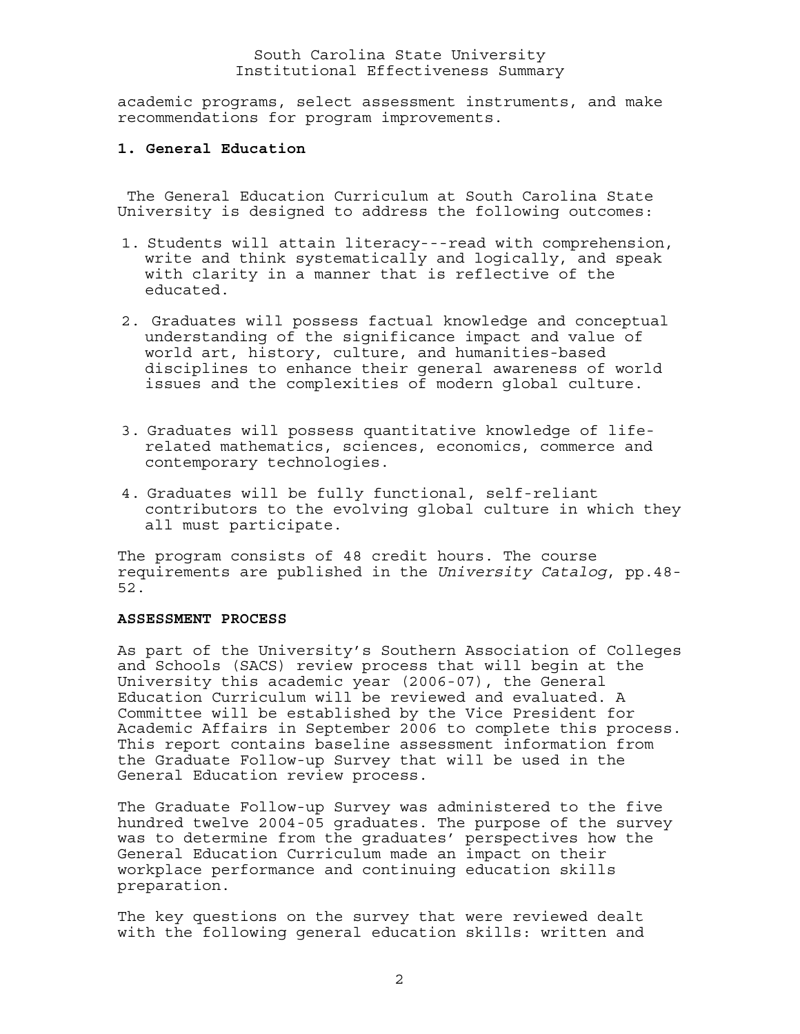academic programs, select assessment instruments, and make recommendations for program improvements.

### 1. General Education

The General Education Curriculum at South Carolina State University is designed to address the following outcomes:

1. Students will attain literacy---read with comprehension, write and think systematically and logically, and speak with clarity in a manner that is reflective of the educated.
2. Graduates will possess factual knowledge and conceptual understanding of the significance impact and value of world art, history, culture, and humanities-based disciplines to enhance their general awareness of world issues and the complexities of modern global culture.
3. Graduates will possess quantitative knowledge of life-related mathematics, sciences, economics, commerce and contemporary technologies.
4. Graduates will be fully functional, self-reliant contributors to the evolving global culture in which they all must participate.

The program consists of 48 credit hours. The course requirements are published in the *University Catalog*, pp.48-52.

#### ASSESSMENT PROCESS

As part of the University's Southern Association of Colleges and Schools (SACS) review process that will begin at the University this academic year (2006-07), the General Education Curriculum will be reviewed and evaluated. A Committee will be established by the Vice President for Academic Affairs in September 2006 to complete this process. This report contains baseline assessment information from the Graduate Follow-up Survey that will be used in the General Education review process.

The Graduate Follow-up Survey was administered to the five hundred twelve 2004-05 graduates. The purpose of the survey was to determine from the graduates' perspectives how the General Education Curriculum made an impact on their workplace performance and continuing education skills preparation.

The key questions on the survey that were reviewed dealt with the following general education skills: written and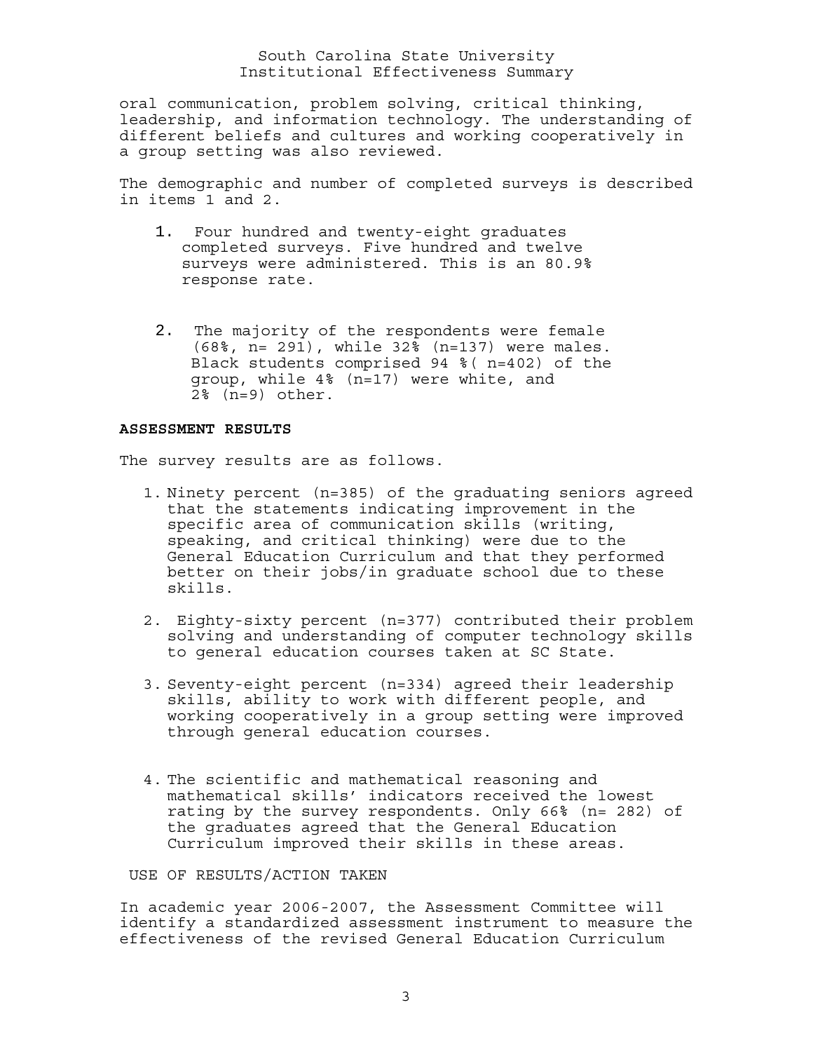oral communication, problem solving, critical thinking, leadership, and information technology. The understanding of different beliefs and cultures and working cooperatively in a group setting was also reviewed.

The demographic and number of completed surveys is described in items 1 and 2.

1. Four hundred and twenty-eight graduates completed surveys. Five hundred and twelve surveys were administered. This is an 80.9% response rate.

2. The majority of the respondents were female (68%, n= 291), while 32% (n=137) were males. Black students comprised 94 %( n=402) of the group, while 4% (n=17) were white, and 2% (n=9) other.

**ASSESSMENT RESULTS**

The survey results are as follows.

1. Ninety percent (n=385) of the graduating seniors agreed that the statements indicating improvement in the specific area of communication skills (writing, speaking, and critical thinking) were due to the General Education Curriculum and that they performed better on their jobs/in graduate school due to these skills.

2. Eighty-sixty percent (n=377) contributed their problem solving and understanding of computer technology skills to general education courses taken at SC State.

3. Seventy-eight percent (n=334) agreed their leadership skills, ability to work with different people, and working cooperatively in a group setting were improved through general education courses.

4. The scientific and mathematical reasoning and mathematical skills' indicators received the lowest rating by the survey respondents. Only 66% (n= 282) of the graduates agreed that the General Education Curriculum improved their skills in these areas.

USE OF RESULTS/ACTION TAKEN

In academic year 2006-2007, the Assessment Committee will identify a standardized assessment instrument to measure the effectiveness of the revised General Education Curriculum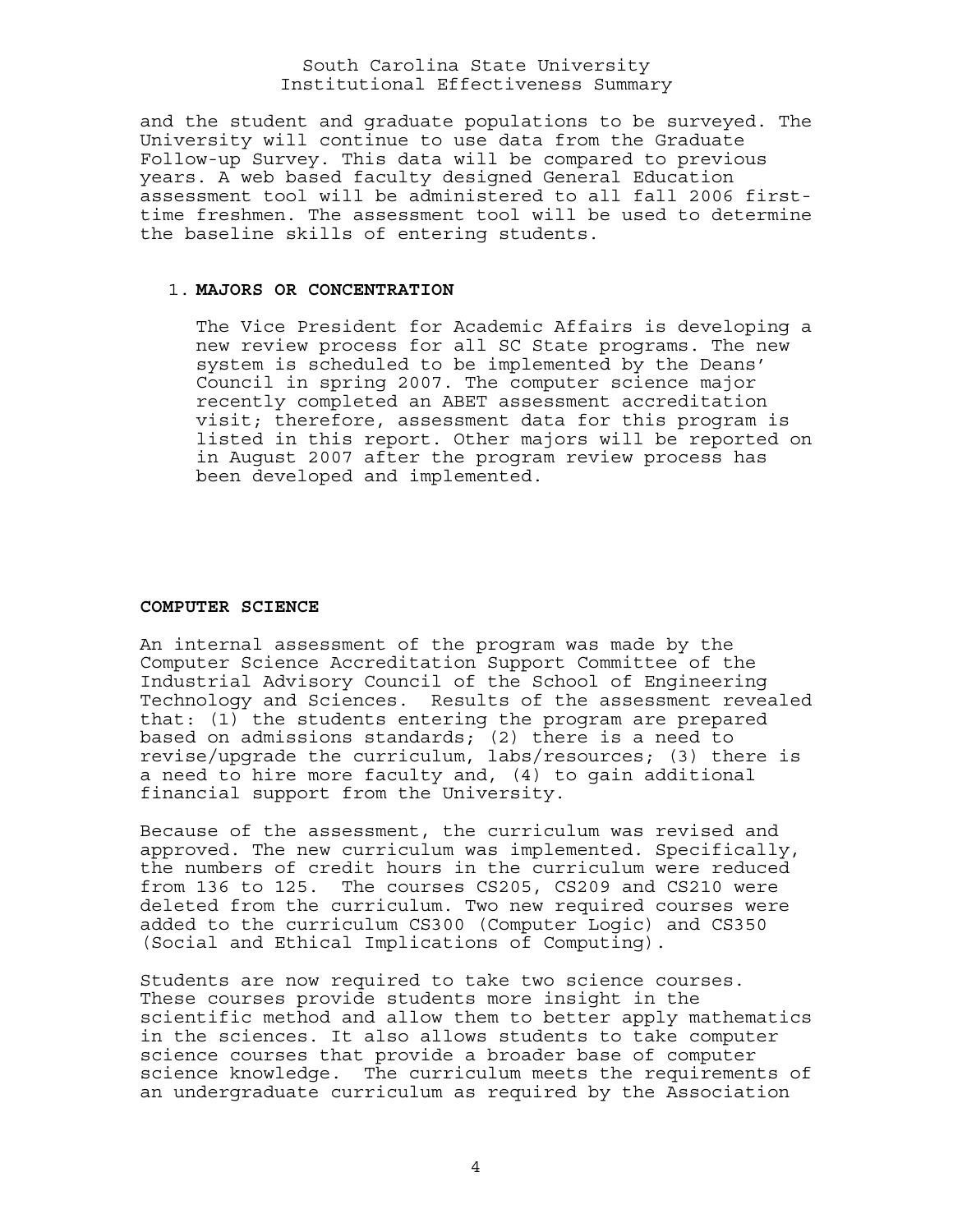and the student and graduate populations to be surveyed. The University will continue to use data from the Graduate Follow-up Survey. This data will be compared to previous years. A web based faculty designed General Education assessment tool will be administered to all fall 2006 first-time freshmen. The assessment tool will be used to determine the baseline skills of entering students.

1. **MAJORS OR CONCENTRATION**

   The Vice President for Academic Affairs is developing a new review process for all SC State programs. The new system is scheduled to be implemented by the Deans' Council in spring 2007. The computer science major recently completed an ABET assessment accreditation visit; therefore, assessment data for this program is listed in this report. Other majors will be reported on in August 2007 after the program review process has been developed and implemented.

**COMPUTER SCIENCE**

An internal assessment of the program was made by the Computer Science Accreditation Support Committee of the Industrial Advisory Council of the School of Engineering Technology and Sciences. Results of the assessment revealed that: (1) the students entering the program are prepared based on admissions standards; (2) there is a need to revise/upgrade the curriculum, labs/resources; (3) there is a need to hire more faculty and, (4) to gain additional financial support from the University.

Because of the assessment, the curriculum was revised and approved. The new curriculum was implemented. Specifically, the numbers of credit hours in the curriculum were reduced from 136 to 125. The courses CS205, CS209 and CS210 were deleted from the curriculum. Two new required courses were added to the curriculum CS300 (Computer Logic) and CS350 (Social and Ethical Implications of Computing).

Students are now required to take two science courses. These courses provide students more insight in the scientific method and allow them to better apply mathematics in the sciences. It also allows students to take computer science courses that provide a broader base of computer science knowledge. The curriculum meets the requirements of an undergraduate curriculum as required by the Association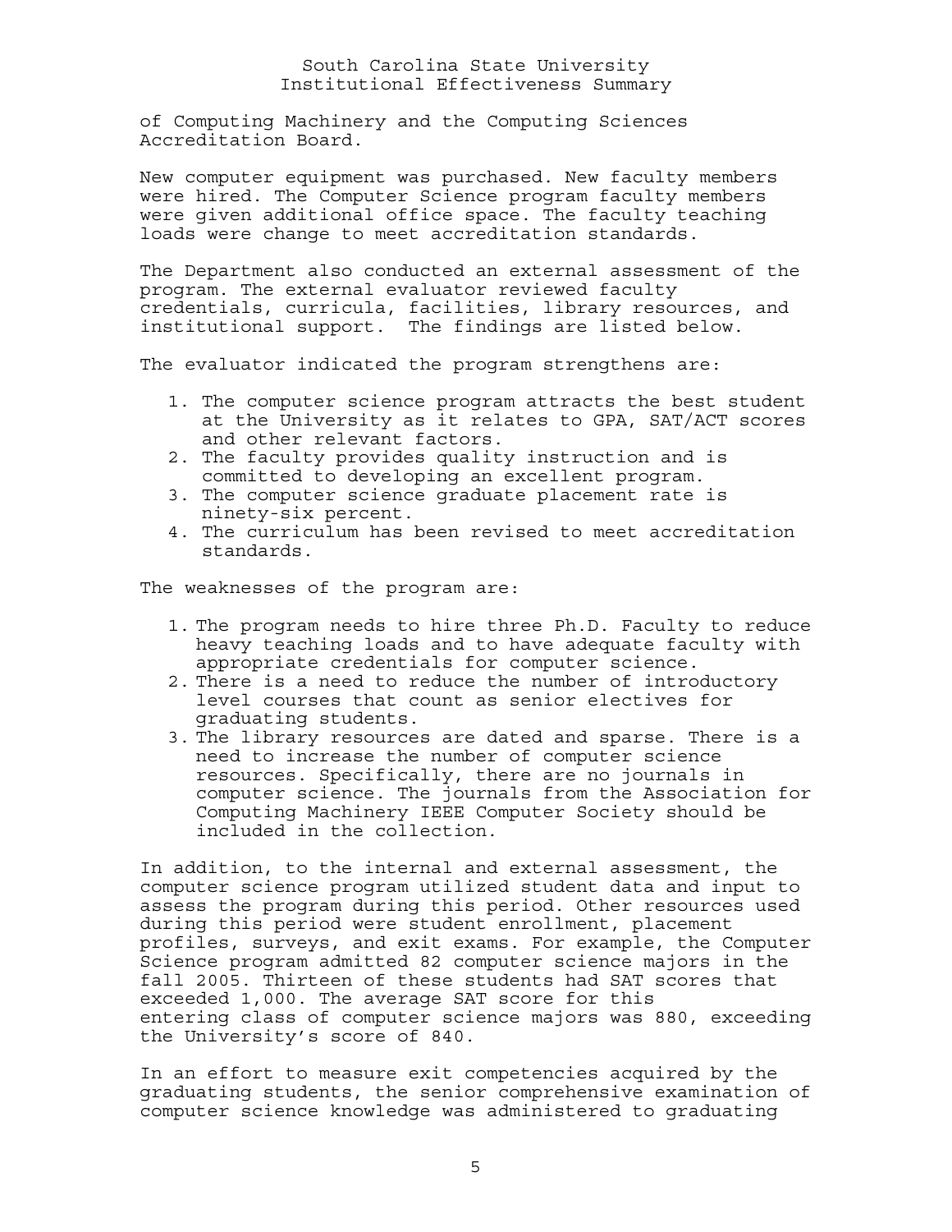of Computing Machinery and the Computing Sciences Accreditation Board.

New computer equipment was purchased. New faculty members were hired. The Computer Science program faculty members were given additional office space. The faculty teaching loads were change to meet accreditation standards.

The Department also conducted an external assessment of the program. The external evaluator reviewed faculty credentials, curricula, facilities, library resources, and institutional support. The findings are listed below.

The evaluator indicated the program strengthens are:

1. The computer science program attracts the best student at the University as it relates to GPA, SAT/ACT scores and other relevant factors.
2. The faculty provides quality instruction and is committed to developing an excellent program.
3. The computer science graduate placement rate is ninety-six percent.
4. The curriculum has been revised to meet accreditation standards.

The weaknesses of the program are:

1. The program needs to hire three Ph.D. Faculty to reduce heavy teaching loads and to have adequate faculty with appropriate credentials for computer science.
2. There is a need to reduce the number of introductory level courses that count as senior electives for graduating students.
3. The library resources are dated and sparse. There is a need to increase the number of computer science resources. Specifically, there are no journals in computer science. The journals from the Association for Computing Machinery IEEE Computer Society should be included in the collection.

In addition, to the internal and external assessment, the computer science program utilized student data and input to assess the program during this period. Other resources used during this period were student enrollment, placement profiles, surveys, and exit exams. For example, the Computer Science program admitted 82 computer science majors in the fall 2005. Thirteen of these students had SAT scores that exceeded 1,000. The average SAT score for this entering class of computer science majors was 880, exceeding the University's score of 840.

In an effort to measure exit competencies acquired by the graduating students, the senior comprehensive examination of computer science knowledge was administered to graduating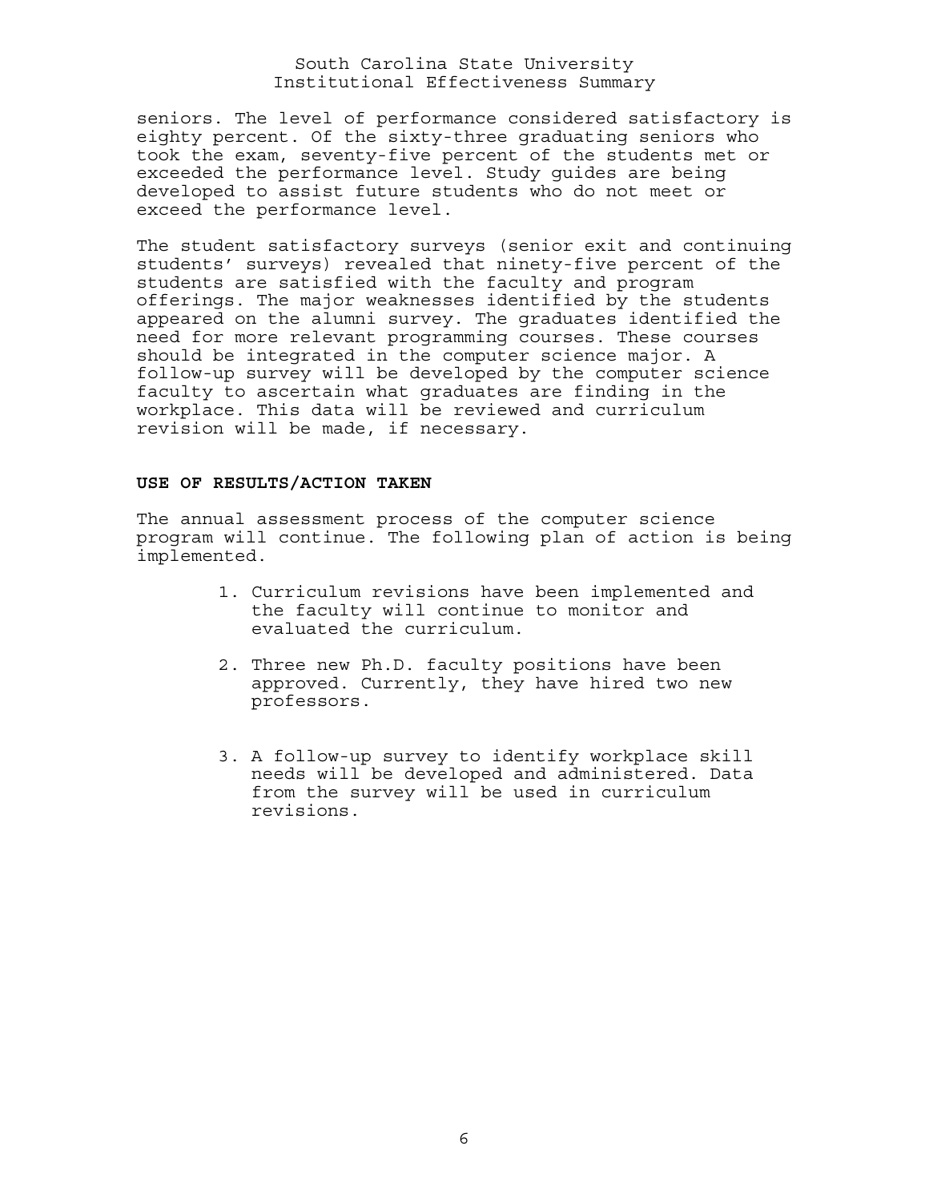seniors. The level of performance considered satisfactory is eighty percent. Of the sixty-three graduating seniors who took the exam, seventy-five percent of the students met or exceeded the performance level. Study guides are being developed to assist future students who do not meet or exceed the performance level.

The student satisfactory surveys (senior exit and continuing students' surveys) revealed that ninety-five percent of the students are satisfied with the faculty and program offerings. The major weaknesses identified by the students appeared on the alumni survey. The graduates identified the need for more relevant programming courses. These courses should be integrated in the computer science major. A follow-up survey will be developed by the computer science faculty to ascertain what graduates are finding in the workplace. This data will be reviewed and curriculum revision will be made, if necessary.

**USE OF RESULTS/ACTION TAKEN**

The annual assessment process of the computer science program will continue. The following plan of action is being implemented.

1. Curriculum revisions have been implemented and the faculty will continue to monitor and evaluated the curriculum.

2. Three new Ph.D. faculty positions have been approved. Currently, they have hired two new professors.

3. A follow-up survey to identify workplace skill needs will be developed and administered. Data from the survey will be used in curriculum revisions.